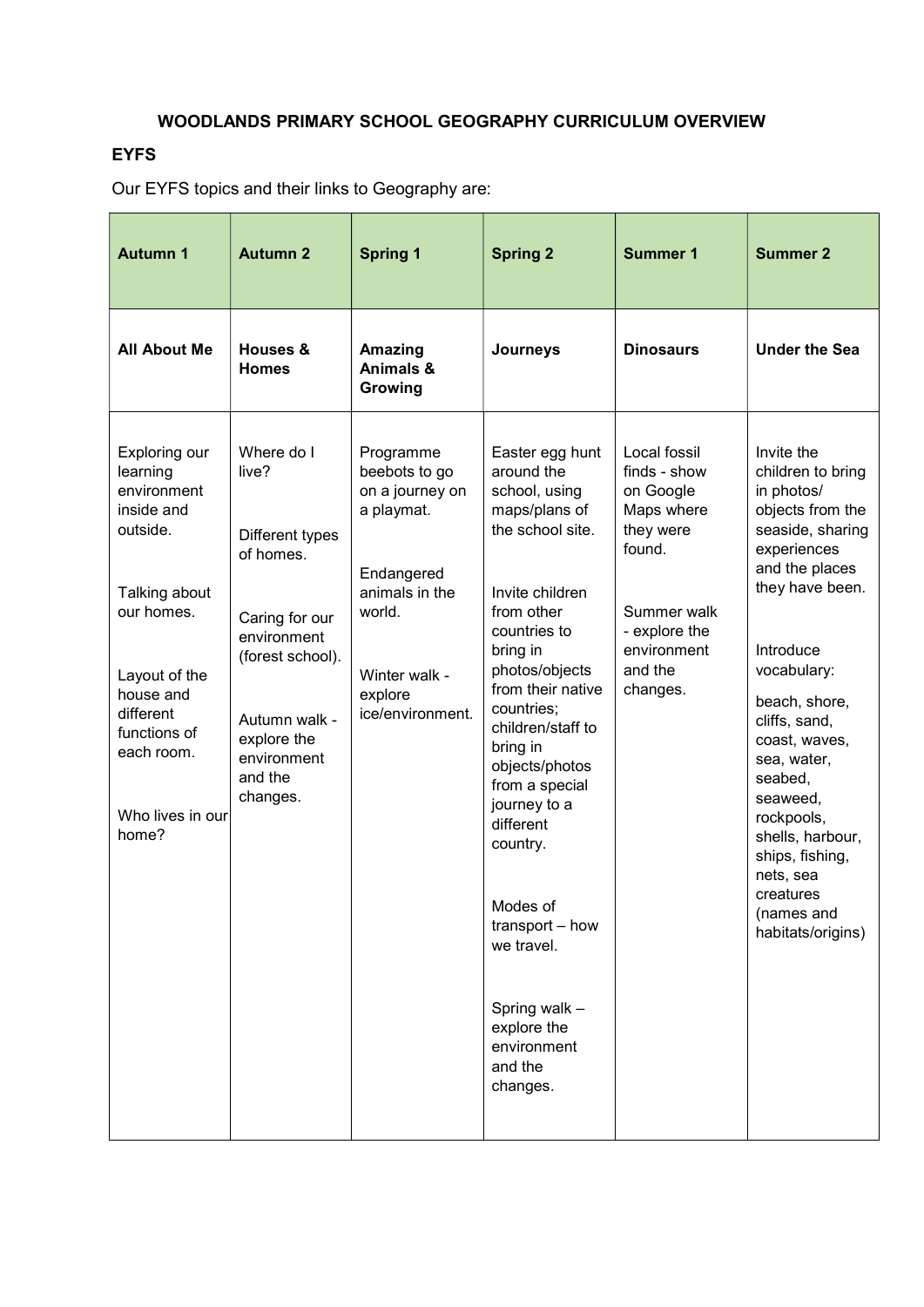# WOODLANDS PRIMARY SCHOOL GEOGRAPHY CURRICULUM OVERVIEW

## EYFS

Our EYFS topics and their links to Geography are:

| Autumn 1 | Autumn 2 | Spring 1 | Spring 2 | Summer 1 | Summer 2 |
|---|---|---|---|---|---|
| **All About Me** | **Houses & Homes** | **Amazing Animals & Growing** | **Journeys** | **Dinosaurs** | **Under the Sea** |
| Exploring our learning environment inside and outside.<br><br>Talking about our homes.<br><br>Layout of the house and different functions of each room.<br><br>Who lives in our home? | Where do I live?<br><br>Different types of homes.<br><br>Caring for our environment (forest school).<br><br>Autumn walk - explore the environment and the changes. | Programme beebots to go on a journey on a playmat.<br><br>Endangered animals in the world.<br><br>Winter walk - explore ice/environment. | Easter egg hunt around the school, using maps/plans of the school site.<br><br>Invite children from other countries to bring in photos/objects from their native countries; children/staff to bring in objects/photos from a special journey to a different country.<br><br>Modes of transport – how we travel.<br><br>Spring walk – explore the environment and the changes. | Local fossil finds - show on Google Maps where they were found.<br><br>Summer walk - explore the environment and the changes. | Invite the children to bring in photos/ objects from the seaside, sharing experiences and the places they have been.<br><br>Introduce vocabulary:<br><br>beach, shore, cliffs, sand, coast, waves, sea, water, seabed, seaweed, rockpools, shells, harbour, ships, fishing, nets, sea creatures (names and habitats/origins) |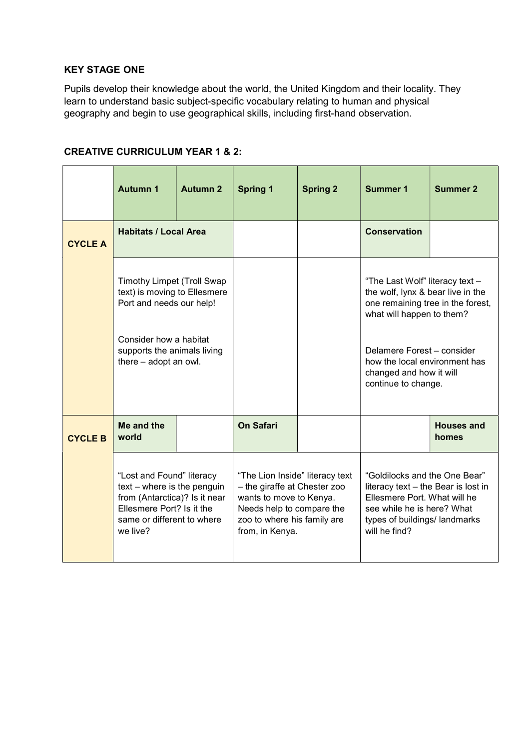**KEY STAGE ONE**

Pupils develop their knowledge about the world, the United Kingdom and their locality. They learn to understand basic subject-specific vocabulary relating to human and physical geography and begin to use geographical skills, including first-hand observation.

**CREATIVE CURRICULUM YEAR 1 & 2:**

| | Autumn 1 | Autumn 2 | Spring 1 | Spring 2 | Summer 1 | Summer 2 |
|---|---|---|---|---|---|---|
| **CYCLE A** | **Habitats / Local Area** | | | | **Conservation** | |
| | Timothy Limpet (Troll Swap text) is moving to Ellesmere Port and needs our help!<br><br>Consider how a habitat supports the animals living there – adopt an owl. | | | | "The Last Wolf" literacy text – the wolf, lynx & bear live in the one remaining tree in the forest, what will happen to them?<br><br>Delamere Forest – consider how the local environment has changed and how it will continue to change. | |
| **CYCLE B** | **Me and the world** | | **On Safari** | | | **Houses and homes** |
| | "Lost and Found" literacy text – where is the penguin from (Antarctica)? Is it near Ellesmere Port? Is it the same or different to where we live? | | "The Lion Inside" literacy text – the giraffe at Chester zoo wants to move to Kenya. Needs help to compare the zoo to where his family are from, in Kenya. | | "Goldilocks and the One Bear" literacy text – the Bear is lost in Ellesmere Port. What will he see while he is here? What types of buildings/ landmarks will he find? | |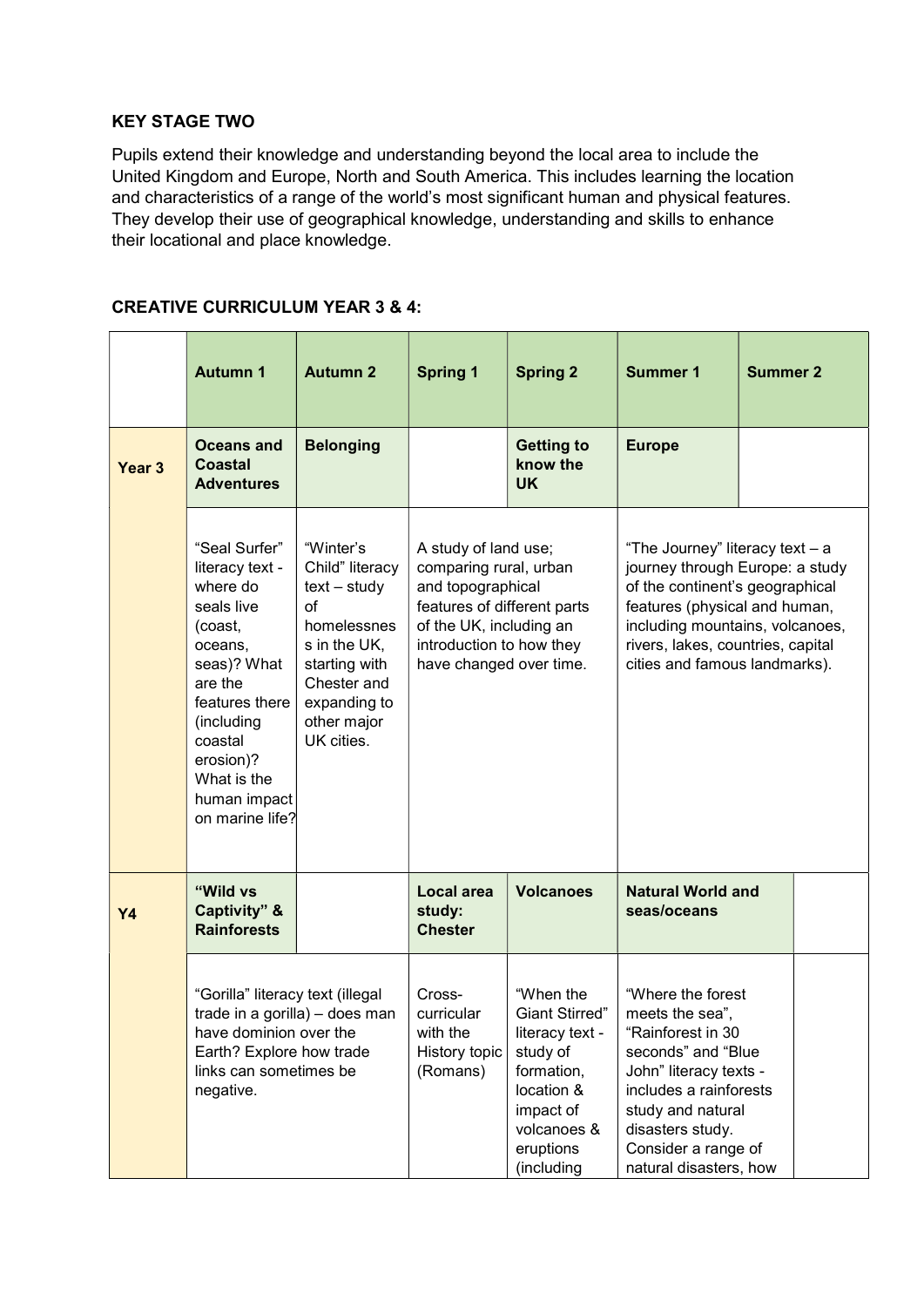**KEY STAGE TWO**

Pupils extend their knowledge and understanding beyond the local area to include the United Kingdom and Europe, North and South America. This includes learning the location and characteristics of a range of the world's most significant human and physical features. They develop their use of geographical knowledge, understanding and skills to enhance their locational and place knowledge.

**CREATIVE CURRICULUM YEAR 3 & 4:**

| | Autumn 1 | Autumn 2 | Spring 1 | Spring 2 | Summer 1 | Summer 2 |
|---|---|---|---|---|---|---|
| **Year 3** | **Oceans and Coastal Adventures** | **Belonging** | | **Getting to know the UK** | **Europe** | |
| | "Seal Surfer" literacy text - where do seals live (coast, oceans, seas)? What are the features there (including coastal erosion)? What is the human impact on marine life? | "Winter's Child" literacy text – study of homelessness in the UK, starting with Chester and expanding to other major UK cities. | A study of land use; comparing rural, urban and topographical features of different parts of the UK, including an introduction to how they have changed over time. | | "The Journey" literacy text – a journey through Europe: a study of the continent's geographical features (physical and human, including mountains, volcanoes, rivers, lakes, countries, capital cities and famous landmarks). | |
| **Y4** | **"Wild vs Captivity" & Rainforests** | | **Local area study: Chester** | **Volcanoes** | **Natural World and seas/oceans** | |
| | "Gorilla" literacy text (illegal trade in a gorilla) – does man have dominion over the Earth? Explore how trade links can sometimes be negative. | | Cross-curricular with the History topic (Romans) | "When the Giant Stirred" literacy text - study of formation, location & impact of volcanoes & eruptions (including | "Where the forest meets the sea", "Rainforest in 30 seconds" and "Blue John" literacy texts - includes a rainforests study and natural disasters study. Consider a range of natural disasters, how | |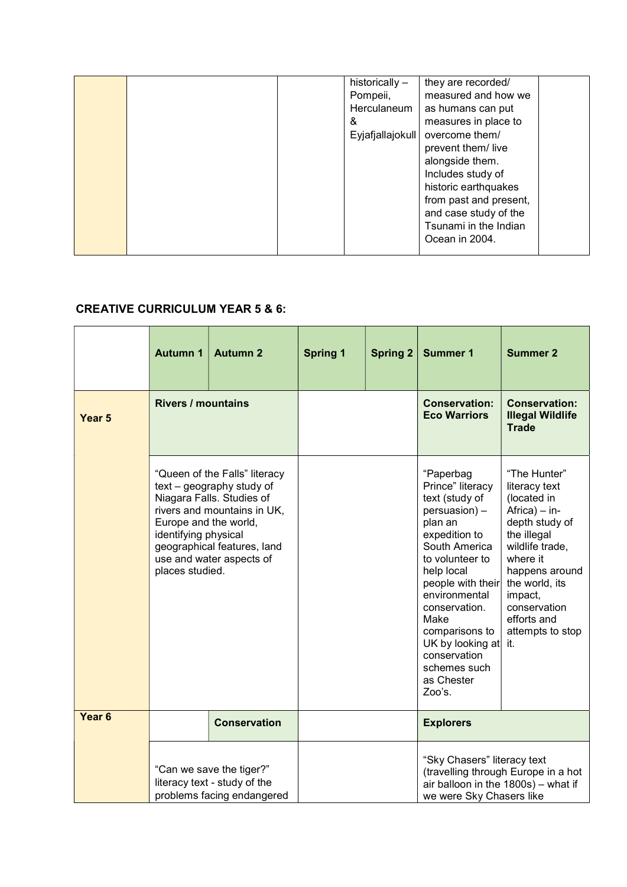| | | | | | |
|---|---|---|---|---|---|
| | | | historically – Pompeii, Herculaneum & Eyjafjallajokull | they are recorded/ measured and how we as humans can put measures in place to overcome them/ prevent them/ live alongside them. Includes study of historic earthquakes from past and present, and case study of the Tsunami in the Indian Ocean in 2004. | |

**CREATIVE CURRICULUM YEAR 5 & 6:**

| | Autumn 1 | Autumn 2 | Spring 1 | Spring 2 | Summer 1 | Summer 2 |
|---|---|---|---|---|---|---|
| **Year 5** | **Rivers / mountains** | | | | **Conservation: Eco Warriors** | **Conservation: Illegal Wildlife Trade** |
| | "Queen of the Falls" literacy text – geography study of Niagara Falls. Studies of rivers and mountains in UK, Europe and the world, identifying physical geographical features, land use and water aspects of places studied. | | | | "Paperbag Prince" literacy text (study of persuasion) – plan an expedition to South America to volunteer to help local people with their environmental conservation. Make comparisons to UK by looking at conservation schemes such as Chester Zoo's. | "The Hunter" literacy text (located in Africa) – in-depth study of the illegal wildlife trade, where it happens around the world, its impact, conservation efforts and attempts to stop it. |
| **Year 6** | | **Conservation** | | | **Explorers** | |
| | "Can we save the tiger?" literacy text - study of the problems facing endangered | | | | "Sky Chasers" literacy text (travelling through Europe in a hot air balloon in the 1800s) – what if we were Sky Chasers like | |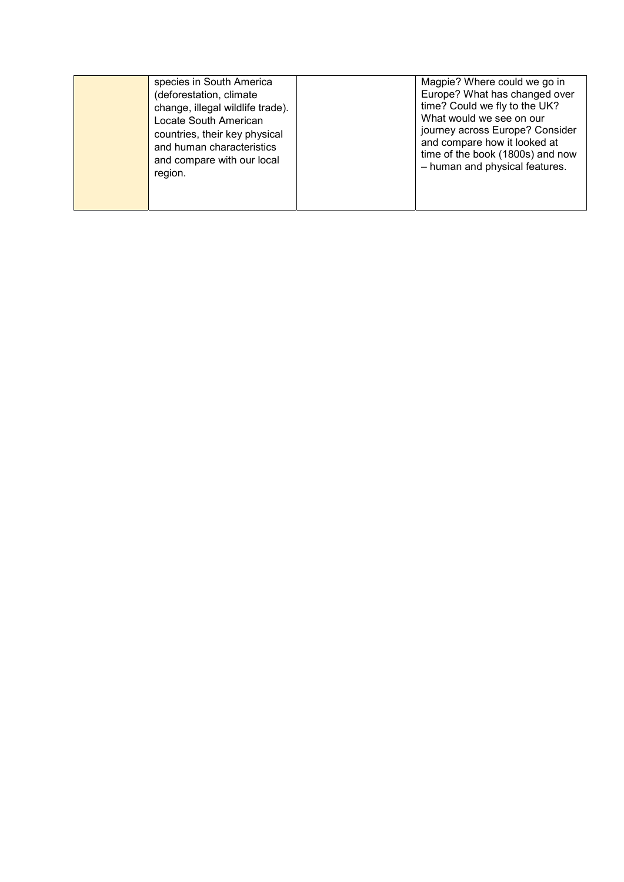| | | | |
|---|---|---|---|
| | species in South America (deforestation, climate change, illegal wildlife trade). Locate South American countries, their key physical and human characteristics and compare with our local region. | | Magpie? Where could we go in Europe? What has changed over time? Could we fly to the UK? What would we see on our journey across Europe? Consider and compare how it looked at time of the book (1800s) and now – human and physical features. |